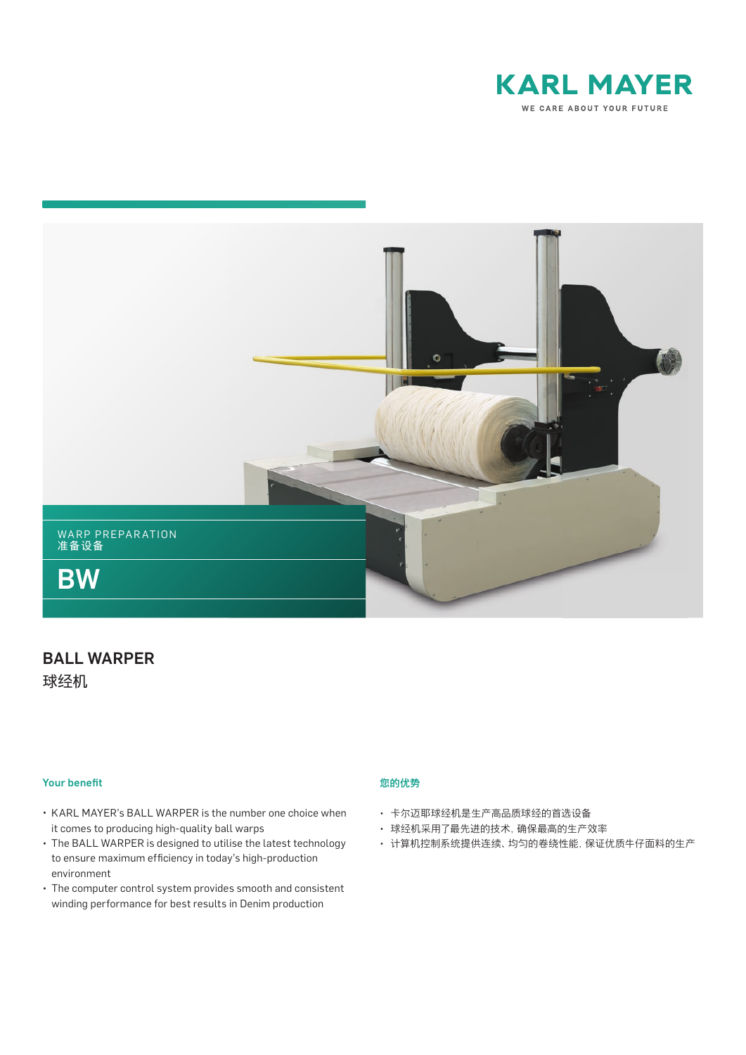KARL MAYER

WE CARE ABOUT YOUR FUTURE

WARP PREPARATION
准备设备

# BW

## BALL WARPER
球经机

### Your benefit

- KARL MAYER's BALL WARPER is the number one choice when it comes to producing high-quality ball warps
- The BALL WARPER is designed to utilise the latest technology to ensure maximum efficiency in today's high-production environment
- The computer control system provides smooth and consistent winding performance for best results in Denim production

### 您的优势

- 卡尔迈耶球经机是生产高品质球经的首选设备
- 球经机采用了最先进的技术, 确保最高的生产效率
- 计算机控制系统提供连续、均匀的卷绕性能, 保证优质牛仔面料的生产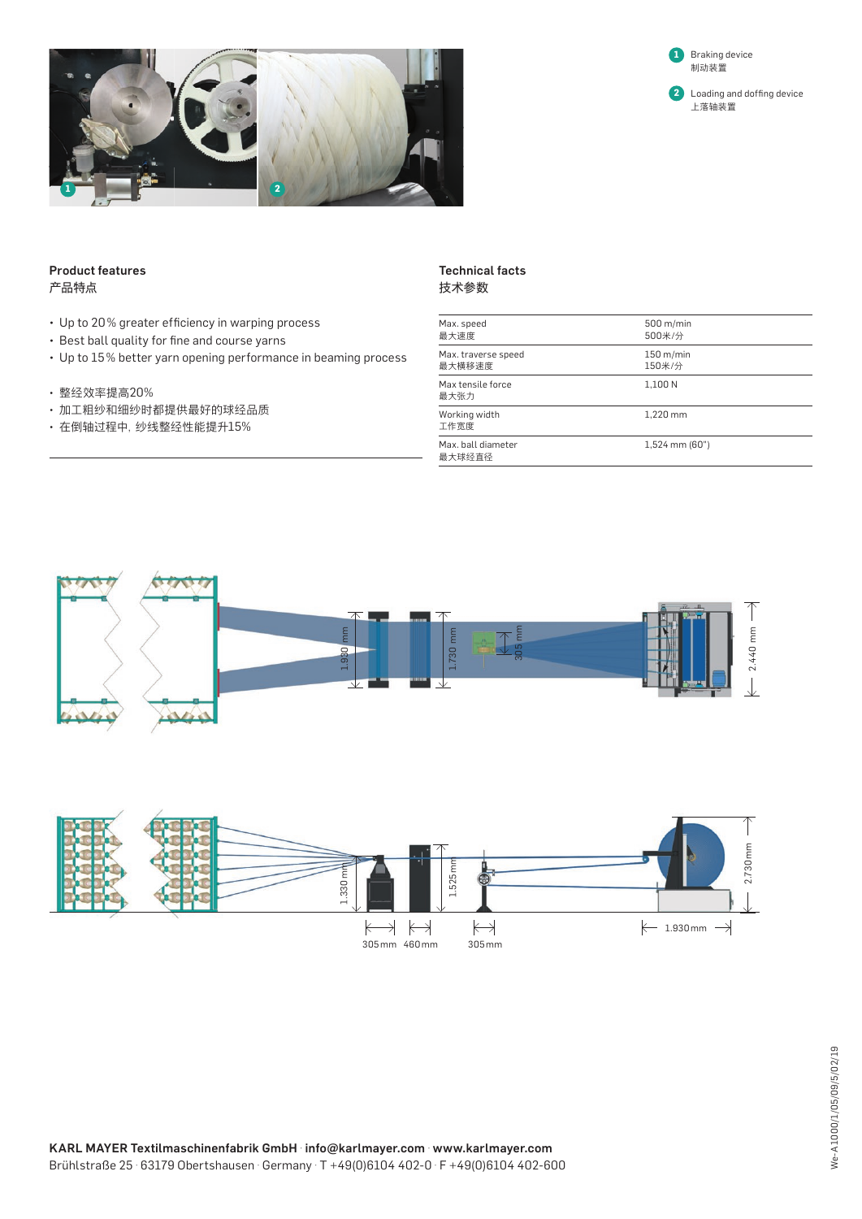1 Braking device
制动装置

2 Loading and doffing device
上落轴装置

## Product features
## 产品特点

- Up to 20 % greater efficiency in warping process
- Best ball quality for fine and course yarns
- Up to 15 % better yarn opening performance in beaming process

- 整经效率提高20%
- 加工粗纱和细纱时都提供最好的球经品质
- 在倒轴过程中，纱线整经性能提升15%

## Technical facts
## 技术参数

| | |
|---|---|
| Max. speed<br>最大速度 | 500 m/min<br>500米/分 |
| Max. traverse speed<br>最大横移速度 | 150 m/min<br>150米/分 |
| Max tensile force<br>最大张力 | 1,100 N |
| Working width<br>工作宽度 | 1,220 mm |
| Max. ball diameter<br>最大球经直径 | 1,524 mm (60") |

1.930 mm
1.730 mm
305 mm
2.440 mm

1.330 mm
1.525 mm
2.730 mm
305 mm 460 mm
305 mm
1.930 mm

**KARL MAYER Textilmaschinenfabrik GmbH** · **info@karlmayer.com** · **www.karlmayer.com**
Brühlstraße 25 · 63179 Obertshausen · Germany · T +49(0)6104 402-0 · F +49(0)6104 402-600

We-A1000/1/05/09/5/02/19